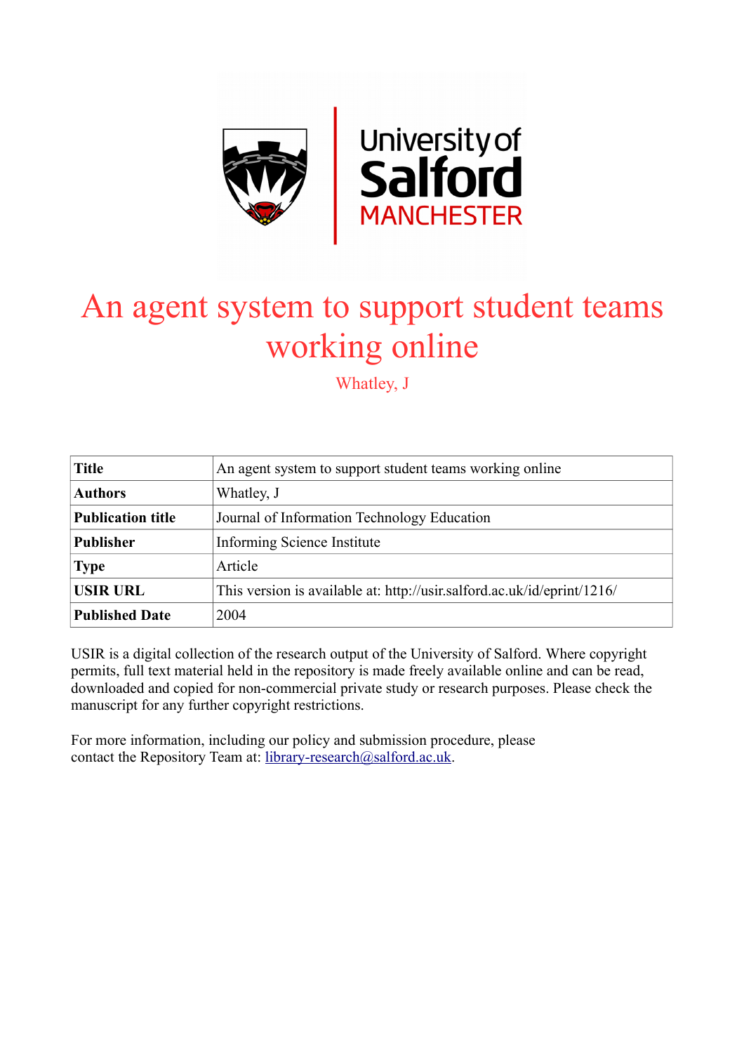# An agent system to support student teams working online

Whatley, J

| **Title** | An agent system to support student teams working online |
|---|---|
| **Authors** | Whatley, J |
| **Publication title** | Journal of Information Technology Education |
| **Publisher** | Informing Science Institute |
| **Type** | Article |
| **USIR URL** | This version is available at: http://usir.salford.ac.uk/id/eprint/1216/ |
| **Published Date** | 2004 |

USIR is a digital collection of the research output of the University of Salford. Where copyright permits, full text material held in the repository is made freely available online and can be read, downloaded and copied for non-commercial private study or research purposes. Please check the manuscript for any further copyright restrictions.

For more information, including our policy and submission procedure, please contact the Repository Team at: library-research@salford.ac.uk.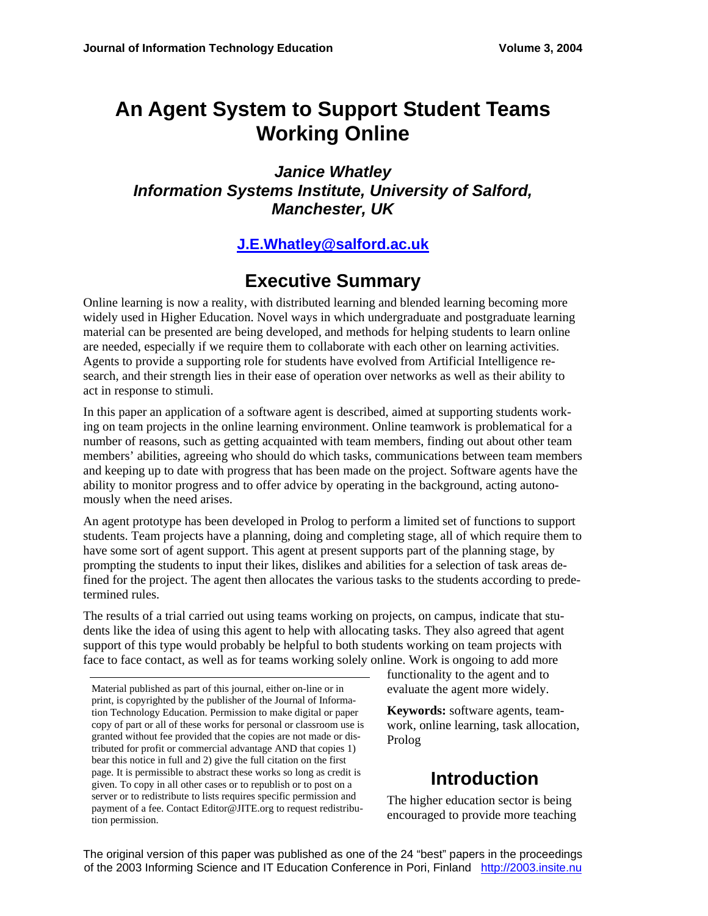# An Agent System to Support Student Teams Working Online

### *Janice Whatley*
### *Information Systems Institute, University of Salford, Manchester, UK*

**J.E.Whatley@salford.ac.uk**

## Executive Summary

Online learning is now a reality, with distributed learning and blended learning becoming more widely used in Higher Education. Novel ways in which undergraduate and postgraduate learning material can be presented are being developed, and methods for helping students to learn online are needed, especially if we require them to collaborate with each other on learning activities. Agents to provide a supporting role for students have evolved from Artificial Intelligence research, and their strength lies in their ease of operation over networks as well as their ability to act in response to stimuli.

In this paper an application of a software agent is described, aimed at supporting students working on team projects in the online learning environment. Online teamwork is problematical for a number of reasons, such as getting acquainted with team members, finding out about other team members' abilities, agreeing who should do which tasks, communications between team members and keeping up to date with progress that has been made on the project. Software agents have the ability to monitor progress and to offer advice by operating in the background, acting autonomously when the need arises.

An agent prototype has been developed in Prolog to perform a limited set of functions to support students. Team projects have a planning, doing and completing stage, all of which require them to have some sort of agent support. This agent at present supports part of the planning stage, by prompting the students to input their likes, dislikes and abilities for a selection of task areas defined for the project. The agent then allocates the various tasks to the students according to predetermined rules.

The results of a trial carried out using teams working on projects, on campus, indicate that students like the idea of using this agent to help with allocating tasks. They also agreed that agent support of this type would probably be helpful to both students working on team projects with face to face contact, as well as for teams working solely online. Work is ongoing to add more functionality to the agent and to evaluate the agent more widely.

**Keywords:** software agents, teamwork, online learning, task allocation, Prolog

## Introduction

The higher education sector is being encouraged to provide more teaching

Material published as part of this journal, either on-line or in print, is copyrighted by the publisher of the Journal of Information Technology Education. Permission to make digital or paper copy of part or all of these works for personal or classroom use is granted without fee provided that the copies are not made or distributed for profit or commercial advantage AND that copies 1) bear this notice in full and 2) give the full citation on the first page. It is permissible to abstract these works so long as credit is given. To copy in all other cases or to republish or to post on a server or to redistribute to lists requires specific permission and payment of a fee. Contact Editor@JITE.org to request redistribution permission.

The original version of this paper was published as one of the 24 "best" papers in the proceedings of the 2003 Informing Science and IT Education Conference in Pori, Finland http://2003.insite.nu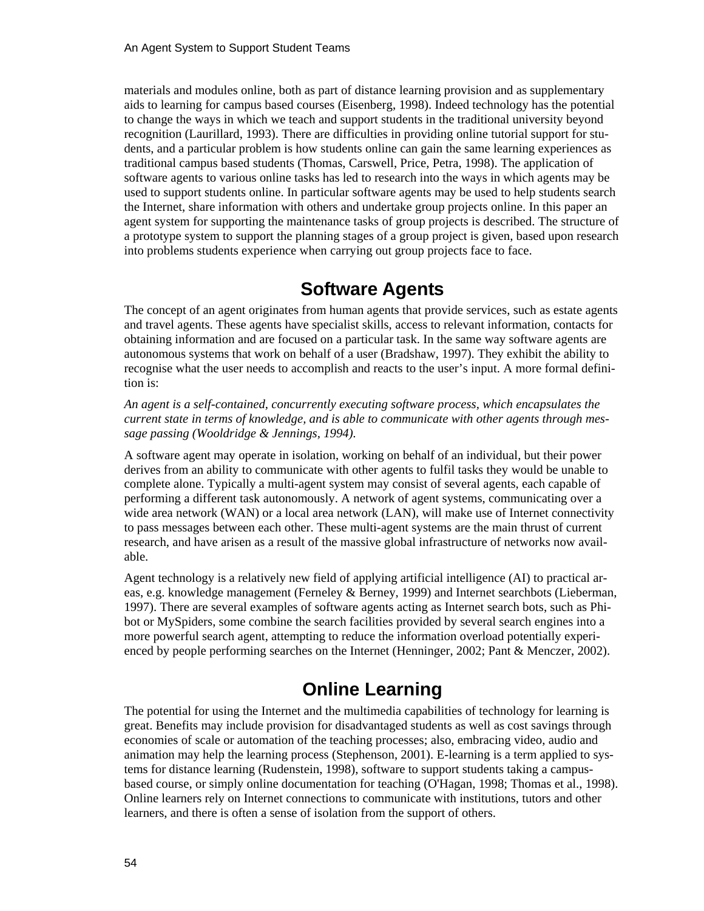materials and modules online, both as part of distance learning provision and as supplementary aids to learning for campus based courses (Eisenberg, 1998). Indeed technology has the potential to change the ways in which we teach and support students in the traditional university beyond recognition (Laurillard, 1993). There are difficulties in providing online tutorial support for students, and a particular problem is how students online can gain the same learning experiences as traditional campus based students (Thomas, Carswell, Price, Petra, 1998). The application of software agents to various online tasks has led to research into the ways in which agents may be used to support students online. In particular software agents may be used to help students search the Internet, share information with others and undertake group projects online. In this paper an agent system for supporting the maintenance tasks of group projects is described. The structure of a prototype system to support the planning stages of a group project is given, based upon research into problems students experience when carrying out group projects face to face.

## Software Agents

The concept of an agent originates from human agents that provide services, such as estate agents and travel agents. These agents have specialist skills, access to relevant information, contacts for obtaining information and are focused on a particular task. In the same way software agents are autonomous systems that work on behalf of a user (Bradshaw, 1997). They exhibit the ability to recognise what the user needs to accomplish and reacts to the user's input. A more formal definition is:

*An agent is a self-contained, concurrently executing software process, which encapsulates the current state in terms of knowledge, and is able to communicate with other agents through message passing (Wooldridge & Jennings, 1994).*

A software agent may operate in isolation, working on behalf of an individual, but their power derives from an ability to communicate with other agents to fulfil tasks they would be unable to complete alone. Typically a multi-agent system may consist of several agents, each capable of performing a different task autonomously. A network of agent systems, communicating over a wide area network (WAN) or a local area network (LAN), will make use of Internet connectivity to pass messages between each other. These multi-agent systems are the main thrust of current research, and have arisen as a result of the massive global infrastructure of networks now available.

Agent technology is a relatively new field of applying artificial intelligence (AI) to practical areas, e.g. knowledge management (Ferneley & Berney, 1999) and Internet searchbots (Lieberman, 1997). There are several examples of software agents acting as Internet search bots, such as Phibot or MySpiders, some combine the search facilities provided by several search engines into a more powerful search agent, attempting to reduce the information overload potentially experienced by people performing searches on the Internet (Henninger, 2002; Pant & Menczer, 2002).

## Online Learning

The potential for using the Internet and the multimedia capabilities of technology for learning is great. Benefits may include provision for disadvantaged students as well as cost savings through economies of scale or automation of the teaching processes; also, embracing video, audio and animation may help the learning process (Stephenson, 2001). E-learning is a term applied to systems for distance learning (Rudenstein, 1998), software to support students taking a campus-based course, or simply online documentation for teaching (O'Hagan, 1998; Thomas et al., 1998). Online learners rely on Internet connections to communicate with institutions, tutors and other learners, and there is often a sense of isolation from the support of others.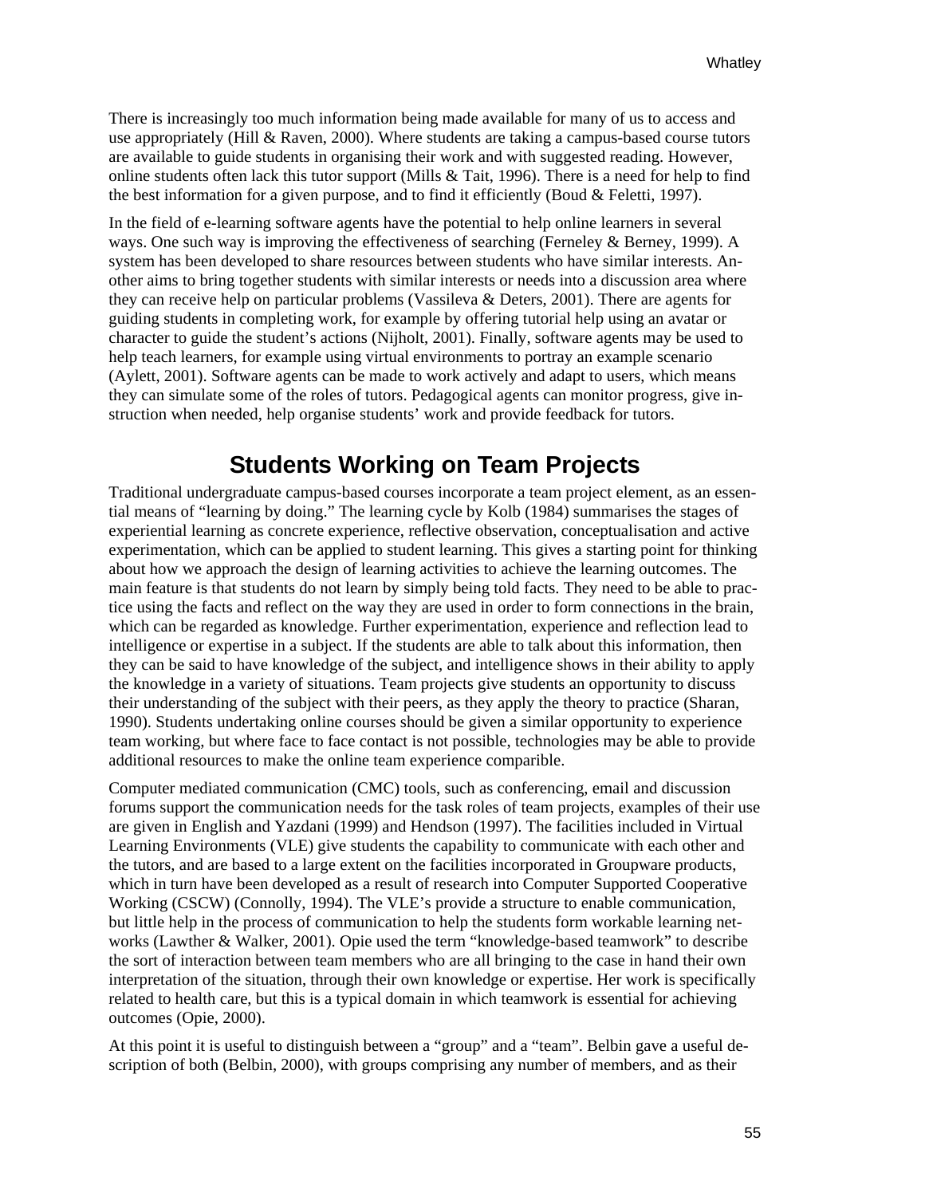There is increasingly too much information being made available for many of us to access and use appropriately (Hill & Raven, 2000). Where students are taking a campus-based course tutors are available to guide students in organising their work and with suggested reading. However, online students often lack this tutor support (Mills & Tait, 1996). There is a need for help to find the best information for a given purpose, and to find it efficiently (Boud & Feletti, 1997).

In the field of e-learning software agents have the potential to help online learners in several ways. One such way is improving the effectiveness of searching (Ferneley & Berney, 1999). A system has been developed to share resources between students who have similar interests. Another aims to bring together students with similar interests or needs into a discussion area where they can receive help on particular problems (Vassileva & Deters, 2001). There are agents for guiding students in completing work, for example by offering tutorial help using an avatar or character to guide the student's actions (Nijholt, 2001). Finally, software agents may be used to help teach learners, for example using virtual environments to portray an example scenario (Aylett, 2001). Software agents can be made to work actively and adapt to users, which means they can simulate some of the roles of tutors. Pedagogical agents can monitor progress, give instruction when needed, help organise students' work and provide feedback for tutors.

## Students Working on Team Projects

Traditional undergraduate campus-based courses incorporate a team project element, as an essential means of "learning by doing." The learning cycle by Kolb (1984) summarises the stages of experiential learning as concrete experience, reflective observation, conceptualisation and active experimentation, which can be applied to student learning. This gives a starting point for thinking about how we approach the design of learning activities to achieve the learning outcomes. The main feature is that students do not learn by simply being told facts. They need to be able to practice using the facts and reflect on the way they are used in order to form connections in the brain, which can be regarded as knowledge. Further experimentation, experience and reflection lead to intelligence or expertise in a subject. If the students are able to talk about this information, then they can be said to have knowledge of the subject, and intelligence shows in their ability to apply the knowledge in a variety of situations. Team projects give students an opportunity to discuss their understanding of the subject with their peers, as they apply the theory to practice (Sharan, 1990). Students undertaking online courses should be given a similar opportunity to experience team working, but where face to face contact is not possible, technologies may be able to provide additional resources to make the online team experience comparible.

Computer mediated communication (CMC) tools, such as conferencing, email and discussion forums support the communication needs for the task roles of team projects, examples of their use are given in English and Yazdani (1999) and Hendson (1997). The facilities included in Virtual Learning Environments (VLE) give students the capability to communicate with each other and the tutors, and are based to a large extent on the facilities incorporated in Groupware products, which in turn have been developed as a result of research into Computer Supported Cooperative Working (CSCW) (Connolly, 1994). The VLE's provide a structure to enable communication, but little help in the process of communication to help the students form workable learning networks (Lawther & Walker, 2001). Opie used the term "knowledge-based teamwork" to describe the sort of interaction between team members who are all bringing to the case in hand their own interpretation of the situation, through their own knowledge or expertise. Her work is specifically related to health care, but this is a typical domain in which teamwork is essential for achieving outcomes (Opie, 2000).

At this point it is useful to distinguish between a "group" and a "team". Belbin gave a useful description of both (Belbin, 2000), with groups comprising any number of members, and as their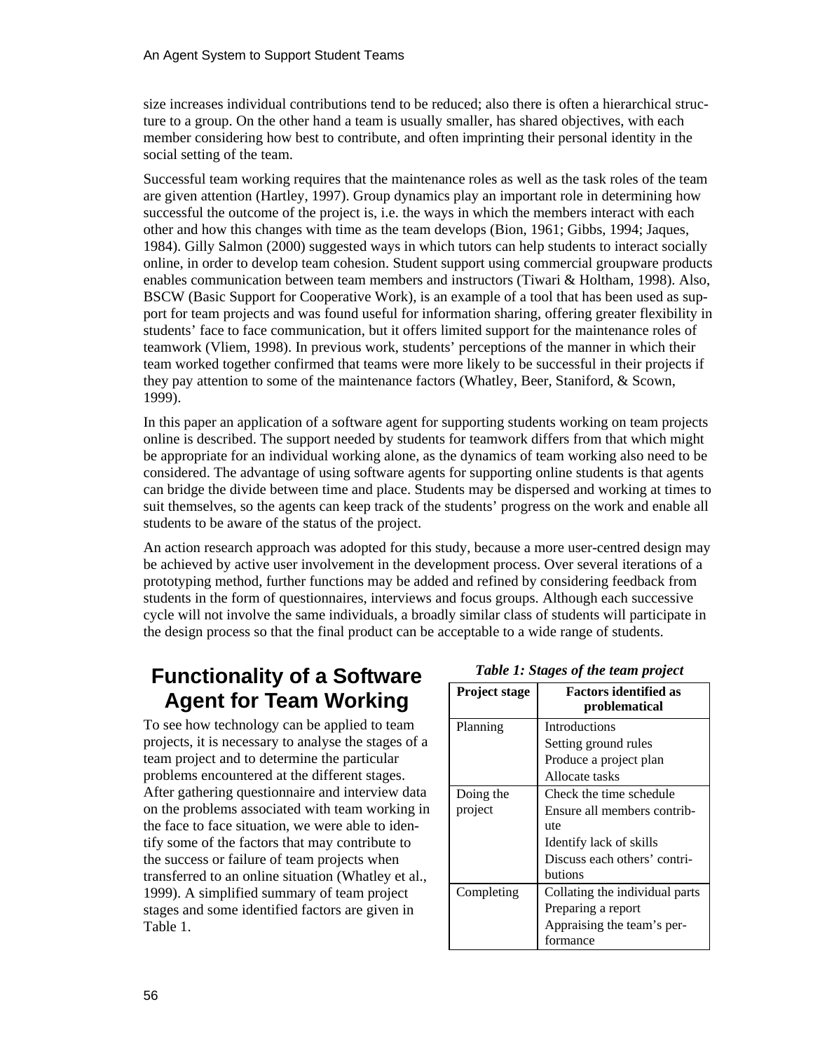size increases individual contributions tend to be reduced; also there is often a hierarchical structure to a group. On the other hand a team is usually smaller, has shared objectives, with each member considering how best to contribute, and often imprinting their personal identity in the social setting of the team.

Successful team working requires that the maintenance roles as well as the task roles of the team are given attention (Hartley, 1997). Group dynamics play an important role in determining how successful the outcome of the project is, i.e. the ways in which the members interact with each other and how this changes with time as the team develops (Bion, 1961; Gibbs, 1994; Jaques, 1984). Gilly Salmon (2000) suggested ways in which tutors can help students to interact socially online, in order to develop team cohesion. Student support using commercial groupware products enables communication between team members and instructors (Tiwari & Holtham, 1998). Also, BSCW (Basic Support for Cooperative Work), is an example of a tool that has been used as support for team projects and was found useful for information sharing, offering greater flexibility in students' face to face communication, but it offers limited support for the maintenance roles of teamwork (Vliem, 1998). In previous work, students' perceptions of the manner in which their team worked together confirmed that teams were more likely to be successful in their projects if they pay attention to some of the maintenance factors (Whatley, Beer, Staniford, & Scown, 1999).

In this paper an application of a software agent for supporting students working on team projects online is described. The support needed by students for teamwork differs from that which might be appropriate for an individual working alone, as the dynamics of team working also need to be considered. The advantage of using software agents for supporting online students is that agents can bridge the divide between time and place. Students may be dispersed and working at times to suit themselves, so the agents can keep track of the students' progress on the work and enable all students to be aware of the status of the project.

An action research approach was adopted for this study, because a more user-centred design may be achieved by active user involvement in the development process. Over several iterations of a prototyping method, further functions may be added and refined by considering feedback from students in the form of questionnaires, interviews and focus groups. Although each successive cycle will not involve the same individuals, a broadly similar class of students will participate in the design process so that the final product can be acceptable to a wide range of students.

# Functionality of a Software Agent for Team Working

To see how technology can be applied to team projects, it is necessary to analyse the stages of a team project and to determine the particular problems encountered at the different stages. After gathering questionnaire and interview data on the problems associated with team working in the face to face situation, we were able to identify some of the factors that may contribute to the success or failure of team projects when transferred to an online situation (Whatley et al., 1999). A simplified summary of team project stages and some identified factors are given in Table 1.

***Table 1: Stages of the team project***

| Project stage | Factors identified as problematical |
|---|---|
| Planning | Introductions<br>Setting ground rules<br>Produce a project plan<br>Allocate tasks |
| Doing the project | Check the time schedule<br>Ensure all members contribute<br>Identify lack of skills<br>Discuss each others' contributions |
| Completing | Collating the individual parts<br>Preparing a report<br>Appraising the team's performance |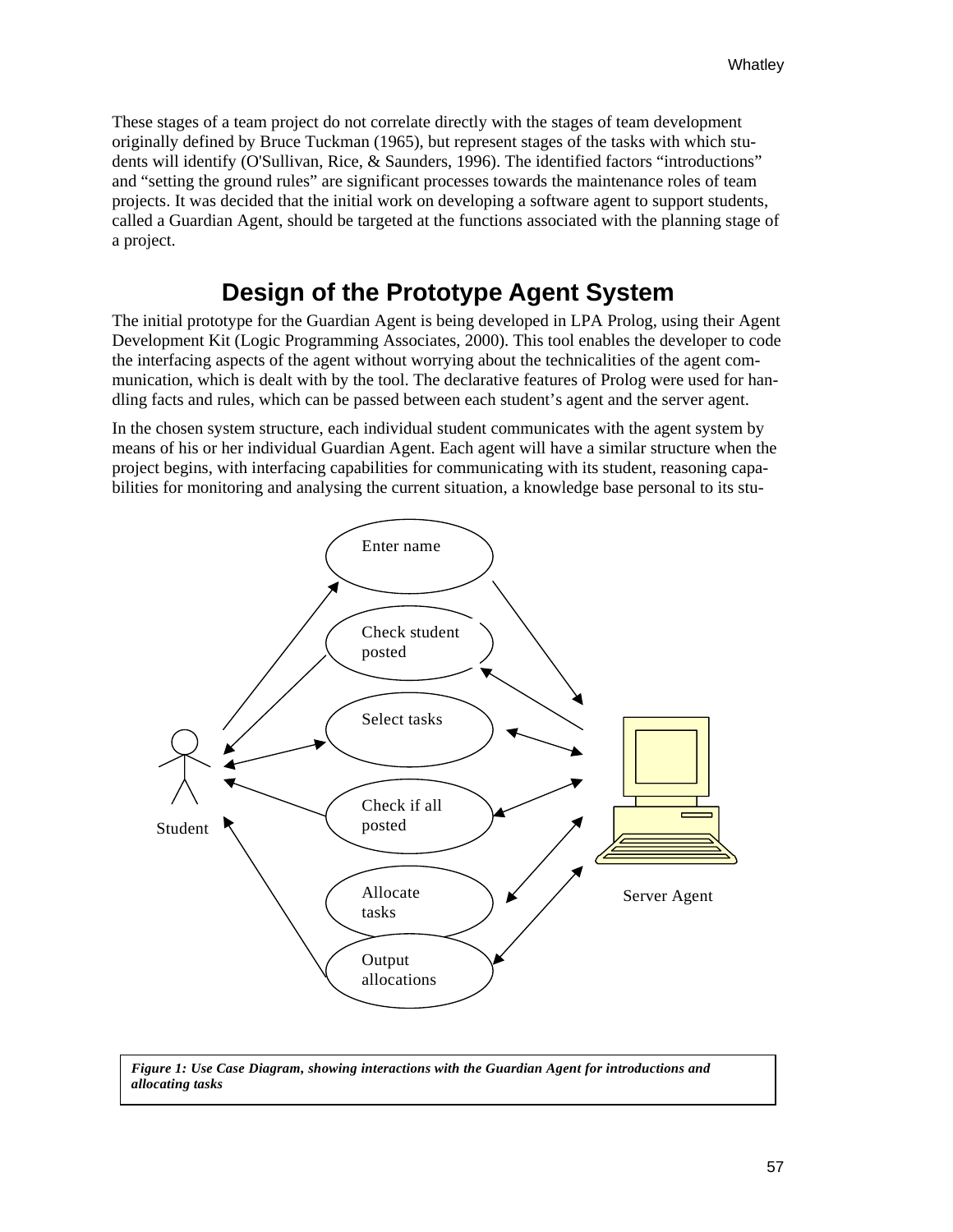These stages of a team project do not correlate directly with the stages of team development originally defined by Bruce Tuckman (1965), but represent stages of the tasks with which students will identify (O'Sullivan, Rice, & Saunders, 1996). The identified factors "introductions" and "setting the ground rules" are significant processes towards the maintenance roles of team projects. It was decided that the initial work on developing a software agent to support students, called a Guardian Agent, should be targeted at the functions associated with the planning stage of a project.

## Design of the Prototype Agent System

The initial prototype for the Guardian Agent is being developed in LPA Prolog, using their Agent Development Kit (Logic Programming Associates, 2000). This tool enables the developer to code the interfacing aspects of the agent without worrying about the technicalities of the agent communication, which is dealt with by the tool. The declarative features of Prolog were used for handling facts and rules, which can be passed between each student's agent and the server agent.

In the chosen system structure, each individual student communicates with the agent system by means of his or her individual Guardian Agent. Each agent will have a similar structure when the project begins, with interfacing capabilities for communicating with its student, reasoning capabilities for monitoring and analysing the current situation, a knowledge base personal to its stu-

Student

Enter name

Check student posted

Select tasks

Check if all posted

Allocate tasks

Output allocations

Server Agent

***Figure 1: Use Case Diagram, showing interactions with the Guardian Agent for introductions and allocating tasks***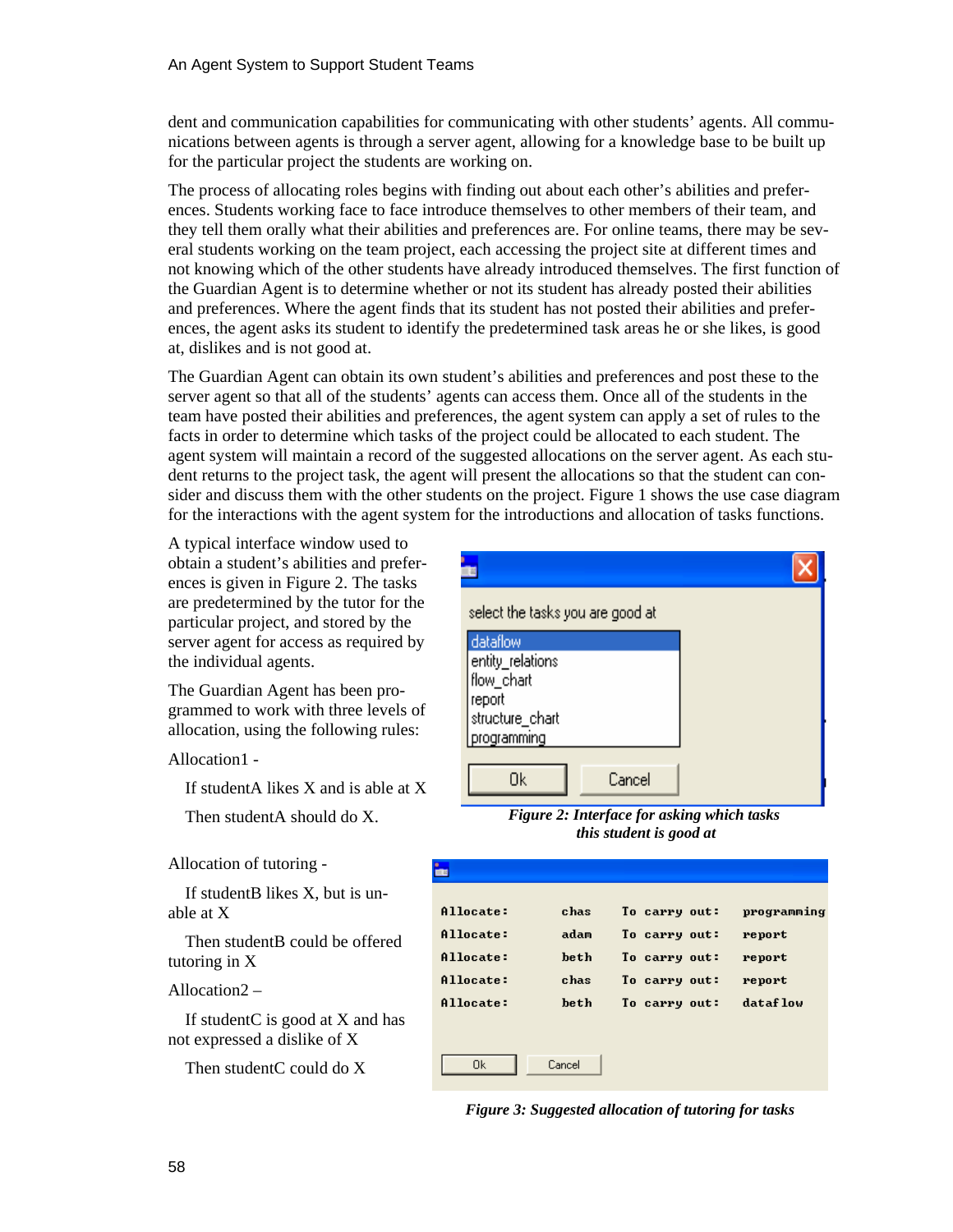dent and communication capabilities for communicating with other students' agents. All communications between agents is through a server agent, allowing for a knowledge base to be built up for the particular project the students are working on.

The process of allocating roles begins with finding out about each other's abilities and preferences. Students working face to face introduce themselves to other members of their team, and they tell them orally what their abilities and preferences are. For online teams, there may be several students working on the team project, each accessing the project site at different times and not knowing which of the other students have already introduced themselves. The first function of the Guardian Agent is to determine whether or not its student has already posted their abilities and preferences. Where the agent finds that its student has not posted their abilities and preferences, the agent asks its student to identify the predetermined task areas he or she likes, is good at, dislikes and is not good at.

The Guardian Agent can obtain its own student's abilities and preferences and post these to the server agent so that all of the students' agents can access them. Once all of the students in the team have posted their abilities and preferences, the agent system can apply a set of rules to the facts in order to determine which tasks of the project could be allocated to each student. The agent system will maintain a record of the suggested allocations on the server agent. As each student returns to the project task, the agent will present the allocations so that the student can consider and discuss them with the other students on the project. Figure 1 shows the use case diagram for the interactions with the agent system for the introductions and allocation of tasks functions.

A typical interface window used to obtain a student's abilities and preferences is given in Figure 2. The tasks are predetermined by the tutor for the particular project, and stored by the server agent for access as required by the individual agents.

The Guardian Agent has been programmed to work with three levels of allocation, using the following rules:

Allocation1 -

If studentA likes X and is able at X

Then studentA should do X.

Allocation of tutoring -

If studentB likes X, but is unable at X

Then studentB could be offered tutoring in X

Allocation2 –

If studentC is good at X and has not expressed a dislike of X

Then studentC could do X

select the tasks you are good at

dataflow
entity_relations
flow_chart
report
structure_chart
programming

Ok Cancel

*Figure 2: Interface for asking which tasks this student is good at*

| | | | |
|---|---|---|---|
| Allocate: | chas | To carry out: | programming |
| Allocate: | adam | To carry out: | report |
| Allocate: | beth | To carry out: | report |
| Allocate: | chas | To carry out: | report |
| Allocate: | beth | To carry out: | dataflow |

Ok Cancel

*Figure 3: Suggested allocation of tutoring for tasks*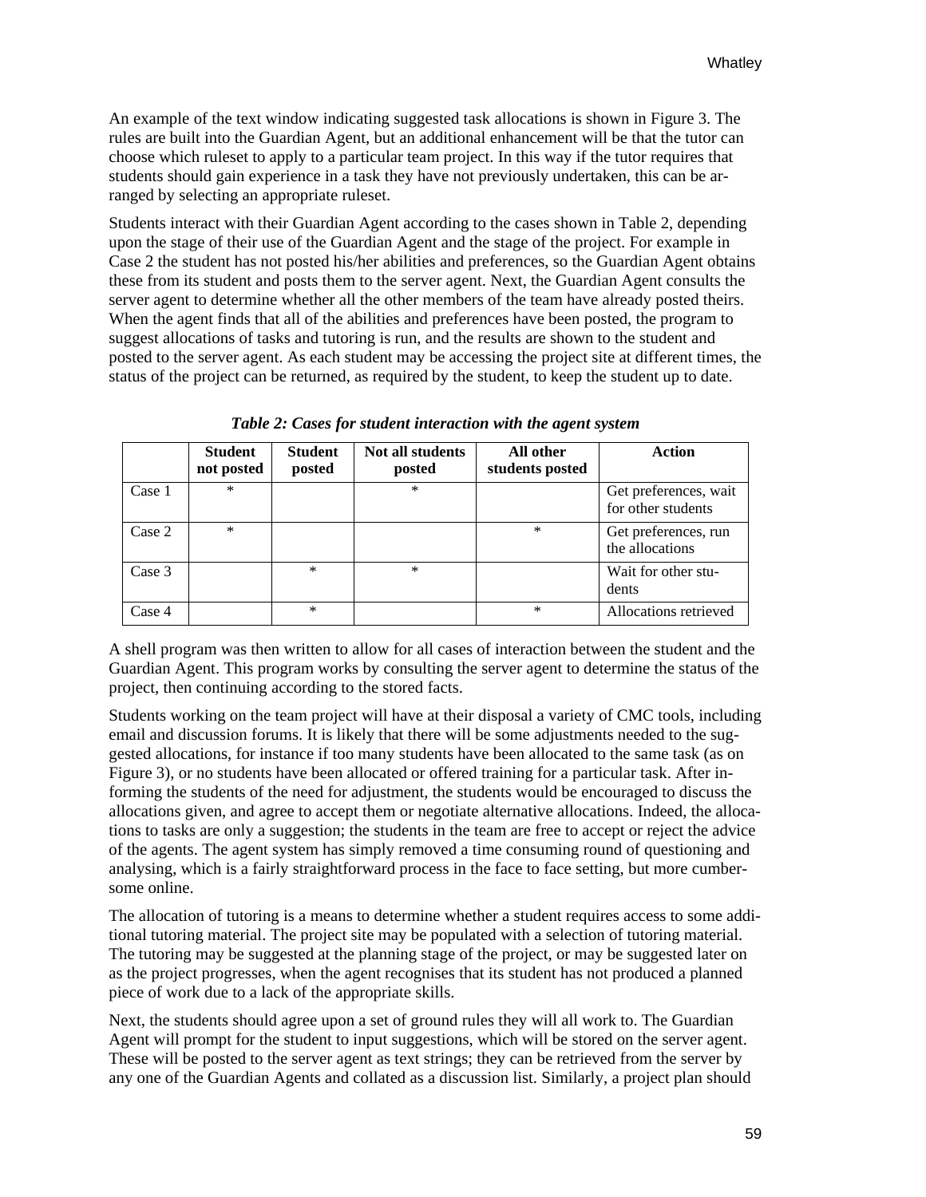An example of the text window indicating suggested task allocations is shown in Figure 3. The rules are built into the Guardian Agent, but an additional enhancement will be that the tutor can choose which ruleset to apply to a particular team project. In this way if the tutor requires that students should gain experience in a task they have not previously undertaken, this can be arranged by selecting an appropriate ruleset.

Students interact with their Guardian Agent according to the cases shown in Table 2, depending upon the stage of their use of the Guardian Agent and the stage of the project. For example in Case 2 the student has not posted his/her abilities and preferences, so the Guardian Agent obtains these from its student and posts them to the server agent. Next, the Guardian Agent consults the server agent to determine whether all the other members of the team have already posted theirs. When the agent finds that all of the abilities and preferences have been posted, the program to suggest allocations of tasks and tutoring is run, and the results are shown to the student and posted to the server agent. As each student may be accessing the project site at different times, the status of the project can be returned, as required by the student, to keep the student up to date.

***Table 2: Cases for student interaction with the agent system***

| | Student not posted | Student posted | Not all students posted | All other students posted | Action |
|---|---|---|---|---|---|
| Case 1 | * | | * | | Get preferences, wait for other students |
| Case 2 | * | | | * | Get preferences, run the allocations |
| Case 3 | | * | * | | Wait for other students |
| Case 4 | | * | | * | Allocations retrieved |

A shell program was then written to allow for all cases of interaction between the student and the Guardian Agent. This program works by consulting the server agent to determine the status of the project, then continuing according to the stored facts.

Students working on the team project will have at their disposal a variety of CMC tools, including email and discussion forums. It is likely that there will be some adjustments needed to the suggested allocations, for instance if too many students have been allocated to the same task (as on Figure 3), or no students have been allocated or offered training for a particular task. After informing the students of the need for adjustment, the students would be encouraged to discuss the allocations given, and agree to accept them or negotiate alternative allocations. Indeed, the allocations to tasks are only a suggestion; the students in the team are free to accept or reject the advice of the agents. The agent system has simply removed a time consuming round of questioning and analysing, which is a fairly straightforward process in the face to face setting, but more cumbersome online.

The allocation of tutoring is a means to determine whether a student requires access to some additional tutoring material. The project site may be populated with a selection of tutoring material. The tutoring may be suggested at the planning stage of the project, or may be suggested later on as the project progresses, when the agent recognises that its student has not produced a planned piece of work due to a lack of the appropriate skills.

Next, the students should agree upon a set of ground rules they will all work to. The Guardian Agent will prompt for the student to input suggestions, which will be stored on the server agent. These will be posted to the server agent as text strings; they can be retrieved from the server by any one of the Guardian Agents and collated as a discussion list. Similarly, a project plan should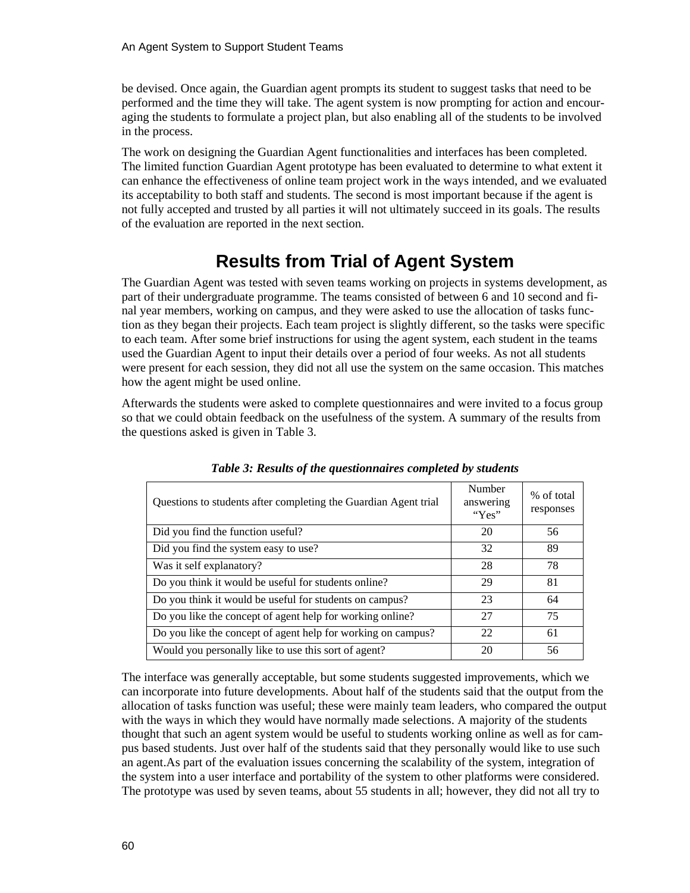be devised. Once again, the Guardian agent prompts its student to suggest tasks that need to be performed and the time they will take. The agent system is now prompting for action and encouraging the students to formulate a project plan, but also enabling all of the students to be involved in the process.

The work on designing the Guardian Agent functionalities and interfaces has been completed. The limited function Guardian Agent prototype has been evaluated to determine to what extent it can enhance the effectiveness of online team project work in the ways intended, and we evaluated its acceptability to both staff and students. The second is most important because if the agent is not fully accepted and trusted by all parties it will not ultimately succeed in its goals. The results of the evaluation are reported in the next section.

# Results from Trial of Agent System

The Guardian Agent was tested with seven teams working on projects in systems development, as part of their undergraduate programme. The teams consisted of between 6 and 10 second and final year members, working on campus, and they were asked to use the allocation of tasks function as they began their projects. Each team project is slightly different, so the tasks were specific to each team. After some brief instructions for using the agent system, each student in the teams used the Guardian Agent to input their details over a period of four weeks. As not all students were present for each session, they did not all use the system on the same occasion. This matches how the agent might be used online.

Afterwards the students were asked to complete questionnaires and were invited to a focus group so that we could obtain feedback on the usefulness of the system. A summary of the results from the questions asked is given in Table 3.

***Table 3: Results of the questionnaires completed by students***

| Questions to students after completing the Guardian Agent trial | Number answering "Yes" | % of total responses |
|---|---|---|
| Did you find the function useful? | 20 | 56 |
| Did you find the system easy to use? | 32 | 89 |
| Was it self explanatory? | 28 | 78 |
| Do you think it would be useful for students online? | 29 | 81 |
| Do you think it would be useful for students on campus? | 23 | 64 |
| Do you like the concept of agent help for working online? | 27 | 75 |
| Do you like the concept of agent help for working on campus? | 22 | 61 |
| Would you personally like to use this sort of agent? | 20 | 56 |

The interface was generally acceptable, but some students suggested improvements, which we can incorporate into future developments. About half of the students said that the output from the allocation of tasks function was useful; these were mainly team leaders, who compared the output with the ways in which they would have normally made selections. A majority of the students thought that such an agent system would be useful to students working online as well as for campus based students. Just over half of the students said that they personally would like to use such an agent.As part of the evaluation issues concerning the scalability of the system, integration of the system into a user interface and portability of the system to other platforms were considered. The prototype was used by seven teams, about 55 students in all; however, they did not all try to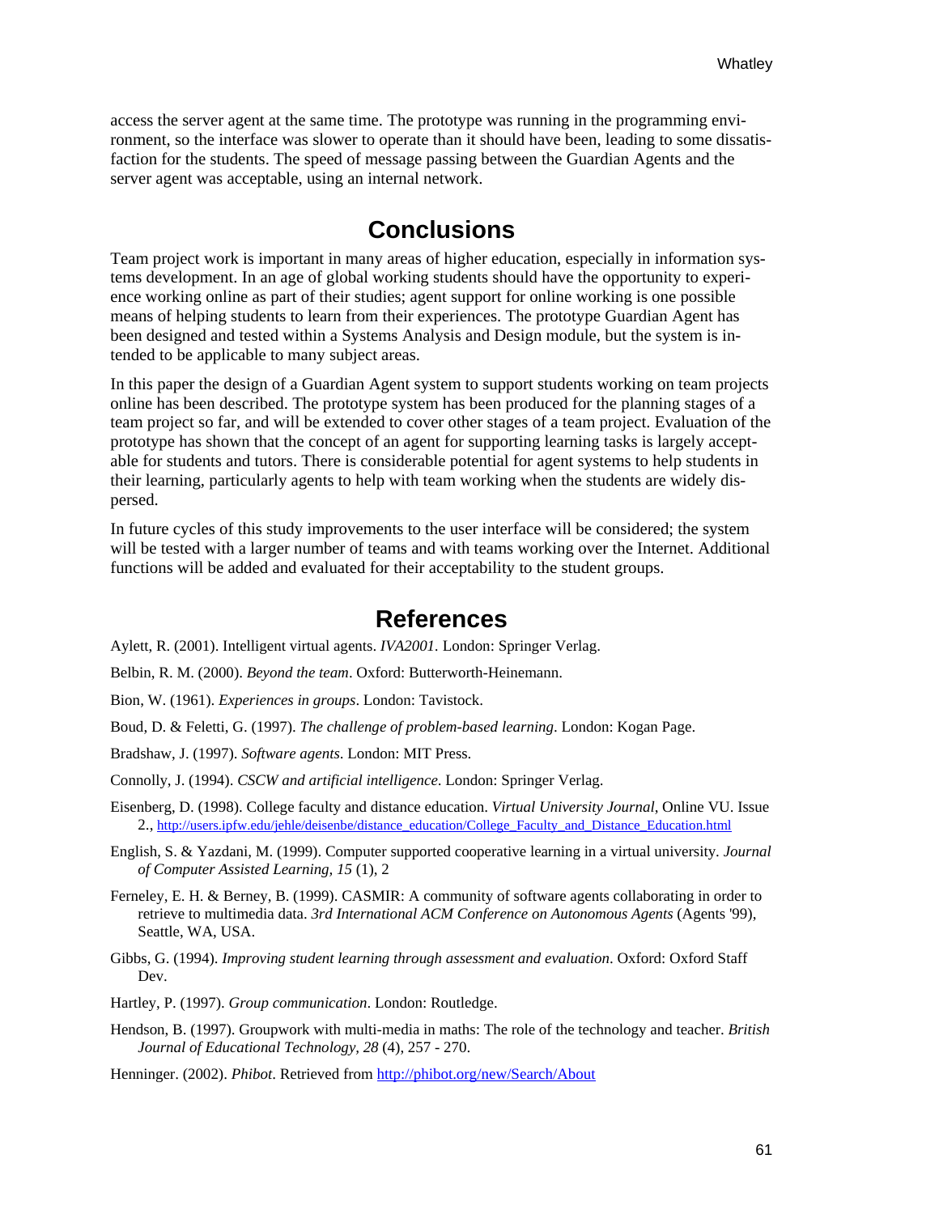access the server agent at the same time. The prototype was running in the programming environment, so the interface was slower to operate than it should have been, leading to some dissatisfaction for the students. The speed of message passing between the Guardian Agents and the server agent was acceptable, using an internal network.

## Conclusions

Team project work is important in many areas of higher education, especially in information systems development. In an age of global working students should have the opportunity to experience working online as part of their studies; agent support for online working is one possible means of helping students to learn from their experiences. The prototype Guardian Agent has been designed and tested within a Systems Analysis and Design module, but the system is intended to be applicable to many subject areas.

In this paper the design of a Guardian Agent system to support students working on team projects online has been described. The prototype system has been produced for the planning stages of a team project so far, and will be extended to cover other stages of a team project. Evaluation of the prototype has shown that the concept of an agent for supporting learning tasks is largely acceptable for students and tutors. There is considerable potential for agent systems to help students in their learning, particularly agents to help with team working when the students are widely dispersed.

In future cycles of this study improvements to the user interface will be considered; the system will be tested with a larger number of teams and with teams working over the Internet. Additional functions will be added and evaluated for their acceptability to the student groups.

## References

Aylett, R. (2001). Intelligent virtual agents. *IVA2001*. London: Springer Verlag.

Belbin, R. M. (2000). *Beyond the team*. Oxford: Butterworth-Heinemann.

Bion, W. (1961). *Experiences in groups*. London: Tavistock.

Boud, D. & Feletti, G. (1997). *The challenge of problem-based learning*. London: Kogan Page.

Bradshaw, J. (1997). *Software agents*. London: MIT Press.

Connolly, J. (1994). *CSCW and artificial intelligence*. London: Springer Verlag.

Eisenberg, D. (1998). College faculty and distance education. *Virtual University Journal*, Online VU. Issue 2., http://users.ipfw.edu/jehle/deisenbe/distance_education/College_Faculty_and_Distance_Education.html

English, S. & Yazdani, M. (1999). Computer supported cooperative learning in a virtual university. *Journal of Computer Assisted Learning, 15* (1), 2

Ferneley, E. H. & Berney, B. (1999). CASMIR: A community of software agents collaborating in order to retrieve to multimedia data. *3rd International ACM Conference on Autonomous Agents* (Agents '99), Seattle, WA, USA.

Gibbs, G. (1994). *Improving student learning through assessment and evaluation*. Oxford: Oxford Staff Dev.

Hartley, P. (1997). *Group communication*. London: Routledge.

Hendson, B. (1997). Groupwork with multi-media in maths: The role of the technology and teacher. *British Journal of Educational Technology, 28* (4), 257 - 270.

Henninger. (2002). *Phibot*. Retrieved from http://phibot.org/new/Search/About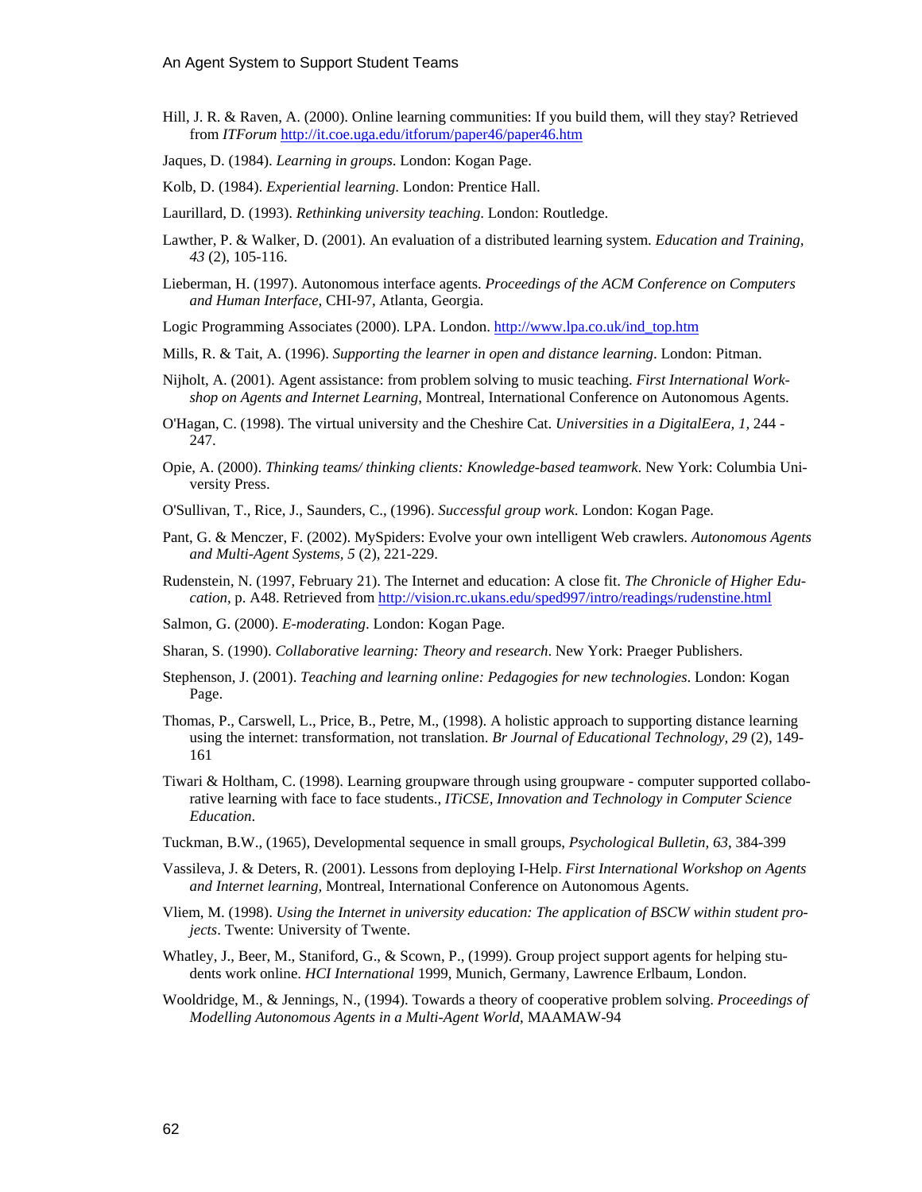Hill, J. R. & Raven, A. (2000). Online learning communities: If you build them, will they stay? Retrieved from *ITForum* http://it.coe.uga.edu/itforum/paper46/paper46.htm

Jaques, D. (1984). *Learning in groups*. London: Kogan Page.

Kolb, D. (1984). *Experiential learning*. London: Prentice Hall.

Laurillard, D. (1993). *Rethinking university teaching*. London: Routledge.

Lawther, P. & Walker, D. (2001). An evaluation of a distributed learning system. *Education and Training, 43* (2), 105-116.

Lieberman, H. (1997). Autonomous interface agents. *Proceedings of the ACM Conference on Computers and Human Interface*, CHI-97, Atlanta, Georgia.

Logic Programming Associates (2000). LPA. London. http://www.lpa.co.uk/ind_top.htm

Mills, R. & Tait, A. (1996). *Supporting the learner in open and distance learning*. London: Pitman.

Nijholt, A. (2001). Agent assistance: from problem solving to music teaching. *First International Workshop on Agents and Internet Learning*, Montreal, International Conference on Autonomous Agents.

O'Hagan, C. (1998). The virtual university and the Cheshire Cat. *Universities in a DigitalEera, 1,* 244 - 247.

Opie, A. (2000). *Thinking teams/ thinking clients: Knowledge-based teamwork*. New York: Columbia University Press.

O'Sullivan, T., Rice, J., Saunders, C., (1996). *Successful group work*. London: Kogan Page.

Pant, G. & Menczer, F. (2002). MySpiders: Evolve your own intelligent Web crawlers. *Autonomous Agents and Multi-Agent Systems, 5* (2), 221-229.

Rudenstein, N. (1997, February 21). The Internet and education: A close fit. *The Chronicle of Higher Education*, p. A48. Retrieved from http://vision.rc.ukans.edu/sped997/intro/readings/rudenstine.html

Salmon, G. (2000). *E-moderating*. London: Kogan Page.

Sharan, S. (1990). *Collaborative learning: Theory and research*. New York: Praeger Publishers.

Stephenson, J. (2001). *Teaching and learning online: Pedagogies for new technologies*. London: Kogan Page.

Thomas, P., Carswell, L., Price, B., Petre, M., (1998). A holistic approach to supporting distance learning using the internet: transformation, not translation. *Br Journal of Educational Technology, 29* (2), 149-161

Tiwari & Holtham, C. (1998). Learning groupware through using groupware - computer supported collaborative learning with face to face students., *ITiCSE, Innovation and Technology in Computer Science Education*.

Tuckman, B.W., (1965), Developmental sequence in small groups, *Psychological Bulletin, 63*, 384-399

Vassileva, J. & Deters, R. (2001). Lessons from deploying I-Help. *First International Workshop on Agents and Internet learning*, Montreal, International Conference on Autonomous Agents.

Vliem, M. (1998). *Using the Internet in university education: The application of BSCW within student projects*. Twente: University of Twente.

Whatley, J., Beer, M., Staniford, G., & Scown, P., (1999). Group project support agents for helping students work online. *HCI International* 1999, Munich, Germany, Lawrence Erlbaum, London.

Wooldridge, M., & Jennings, N., (1994). Towards a theory of cooperative problem solving. *Proceedings of Modelling Autonomous Agents in a Multi-Agent World*, MAAMAW-94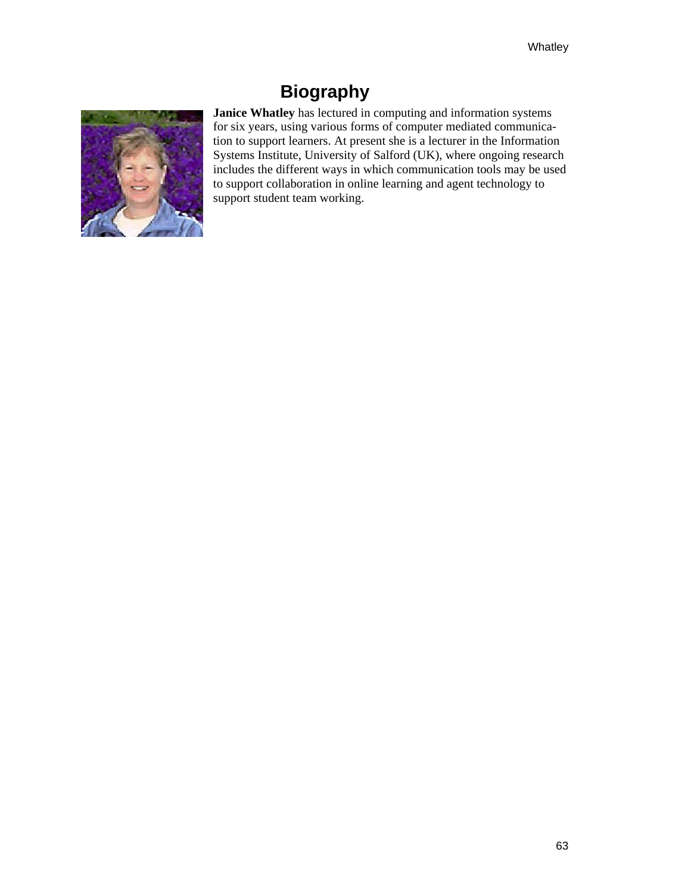# Biography

**Janice Whatley** has lectured in computing and information systems for six years, using various forms of computer mediated communication to support learners. At present she is a lecturer in the Information Systems Institute, University of Salford (UK), where ongoing research includes the different ways in which communication tools may be used to support collaboration in online learning and agent technology to support student team working.